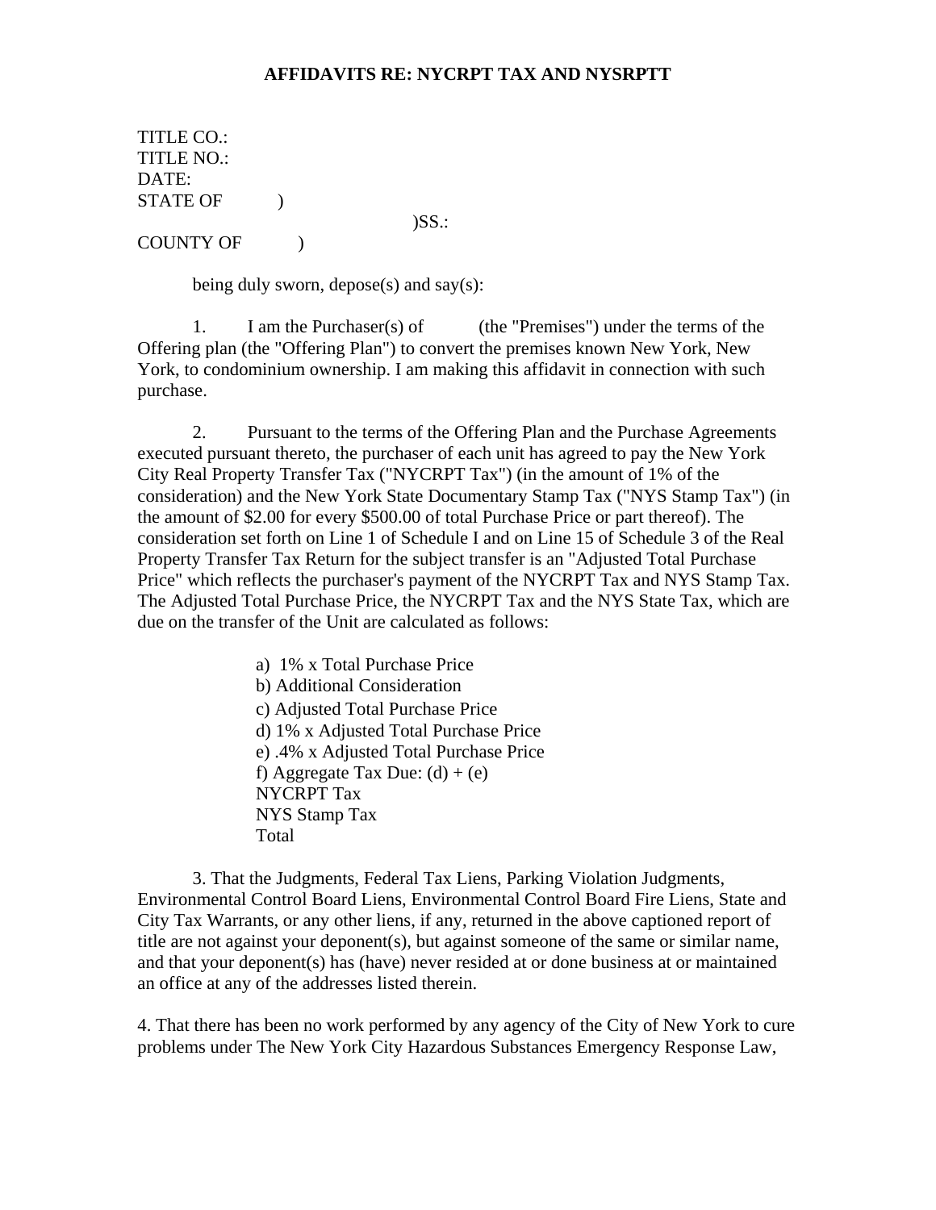# AFFIDAVITS RE: NYCRPT TAX AND NYSRPTT

TITLE CO.:
TITLE NO.:
DATE:
STATE OF )
)SS.:
COUNTY OF )

being duly sworn, depose(s) and say(s):

1. I am the Purchaser(s) of (the "Premises") under the terms of the Offering plan (the "Offering Plan") to convert the premises known New York, New York, to condominium ownership. I am making this affidavit in connection with such purchase.

2. Pursuant to the terms of the Offering Plan and the Purchase Agreements executed pursuant thereto, the purchaser of each unit has agreed to pay the New York City Real Property Transfer Tax ("NYCRPT Tax") (in the amount of 1% of the consideration) and the New York State Documentary Stamp Tax ("NYS Stamp Tax") (in the amount of $2.00 for every $500.00 of total Purchase Price or part thereof). The consideration set forth on Line 1 of Schedule I and on Line 15 of Schedule 3 of the Real Property Transfer Tax Return for the subject transfer is an "Adjusted Total Purchase Price" which reflects the purchaser's payment of the NYCRPT Tax and NYS Stamp Tax. The Adjusted Total Purchase Price, the NYCRPT Tax and the NYS State Tax, which are due on the transfer of the Unit are calculated as follows:

a) 1% x Total Purchase Price
b) Additional Consideration
c) Adjusted Total Purchase Price
d) 1% x Adjusted Total Purchase Price
e) .4% x Adjusted Total Purchase Price
f) Aggregate Tax Due: (d) + (e)
NYCRPT Tax
NYS Stamp Tax
Total

3. That the Judgments, Federal Tax Liens, Parking Violation Judgments, Environmental Control Board Liens, Environmental Control Board Fire Liens, State and City Tax Warrants, or any other liens, if any, returned in the above captioned report of title are not against your deponent(s), but against someone of the same or similar name, and that your deponent(s) has (have) never resided at or done business at or maintained an office at any of the addresses listed therein.

4. That there has been no work performed by any agency of the City of New York to cure problems under The New York City Hazardous Substances Emergency Response Law,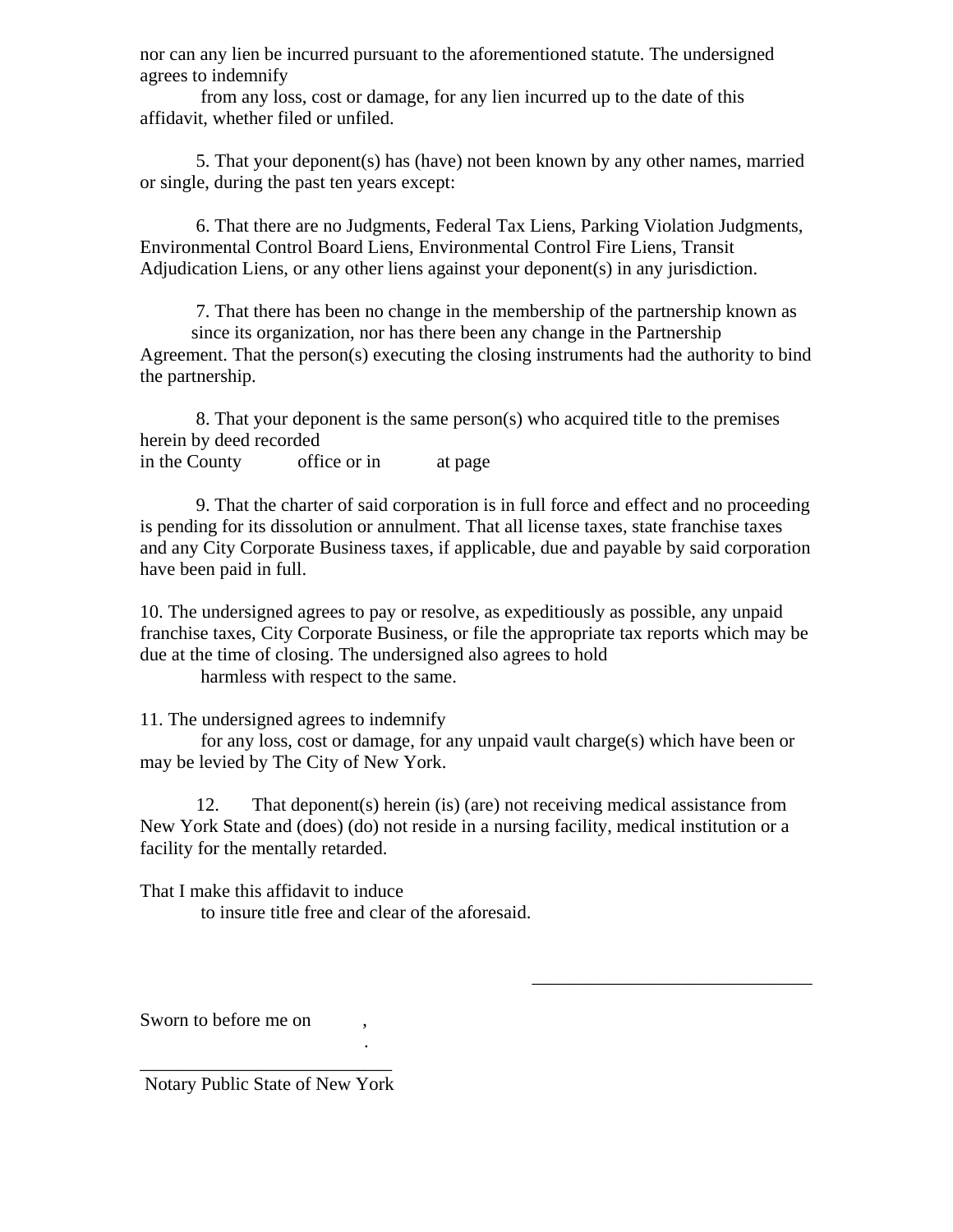nor can any lien be incurred pursuant to the aforementioned statute. The undersigned agrees to indemnify from any loss, cost or damage, for any lien incurred up to the date of this affidavit, whether filed or unfiled.

5. That your deponent(s) has (have) not been known by any other names, married or single, during the past ten years except:

6. That there are no Judgments, Federal Tax Liens, Parking Violation Judgments, Environmental Control Board Liens, Environmental Control Fire Liens, Transit Adjudication Liens, or any other liens against your deponent(s) in any jurisdiction.

7. That there has been no change in the membership of the partnership known as since its organization, nor has there been any change in the Partnership Agreement. That the person(s) executing the closing instruments had the authority to bind the partnership.

8. That your deponent is the same person(s) who acquired title to the premises herein by deed recorded
in the County office or in at page

9. That the charter of said corporation is in full force and effect and no proceeding is pending for its dissolution or annulment. That all license taxes, state franchise taxes and any City Corporate Business taxes, if applicable, due and payable by said corporation have been paid in full.

10. The undersigned agrees to pay or resolve, as expeditiously as possible, any unpaid franchise taxes, City Corporate Business, or file the appropriate tax reports which may be due at the time of closing. The undersigned also agrees to hold harmless with respect to the same.

11. The undersigned agrees to indemnify for any loss, cost or damage, for any unpaid vault charge(s) which have been or may be levied by The City of New York.

12. That deponent(s) herein (is) (are) not receiving medical assistance from New York State and (does) (do) not reside in a nursing facility, medical institution or a facility for the mentally retarded.

That I make this affidavit to induce to insure title free and clear of the aforesaid.

\_\_\_\_\_\_\_\_\_\_\_\_\_\_\_\_\_\_\_\_\_\_\_\_\_\_\_\_\_\_\_

Sworn to before me on ,
.

\_\_\_\_\_\_\_\_\_\_\_\_\_\_\_\_\_\_\_\_\_\_\_\_\_\_\_
Notary Public State of New York